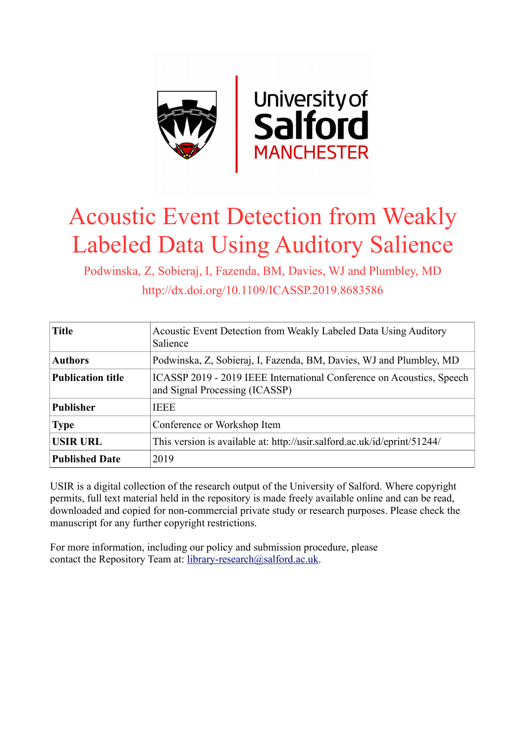# Acoustic Event Detection from Weakly Labeled Data Using Auditory Salience

Podwinska, Z, Sobieraj, I, Fazenda, BM, Davies, WJ and Plumbley, MD

http://dx.doi.org/10.1109/ICASSP.2019.8683586

| | |
|---|---|
| **Title** | Acoustic Event Detection from Weakly Labeled Data Using Auditory Salience |
| **Authors** | Podwinska, Z, Sobieraj, I, Fazenda, BM, Davies, WJ and Plumbley, MD |
| **Publication title** | ICASSP 2019 - 2019 IEEE International Conference on Acoustics, Speech and Signal Processing (ICASSP) |
| **Publisher** | IEEE |
| **Type** | Conference or Workshop Item |
| **USIR URL** | This version is available at: http://usir.salford.ac.uk/id/eprint/51244/ |
| **Published Date** | 2019 |

USIR is a digital collection of the research output of the University of Salford. Where copyright permits, full text material held in the repository is made freely available online and can be read, downloaded and copied for non-commercial private study or research purposes. Please check the manuscript for any further copyright restrictions.

For more information, including our policy and submission procedure, please contact the Repository Team at: library-research@salford.ac.uk.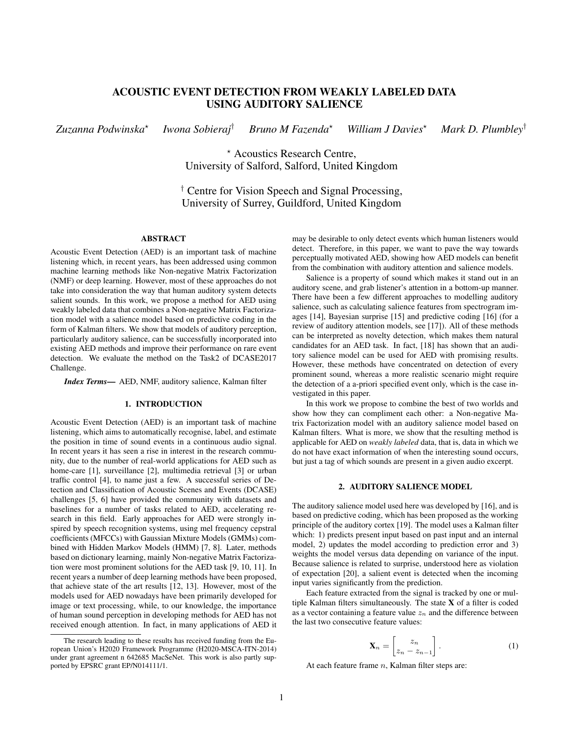# ACOUSTIC EVENT DETECTION FROM WEAKLY LABELED DATA USING AUDITORY SALIENCE

*Zuzanna Podwinska*[⋆] *Iwona Sobieraj*[†] *Bruno M Fazenda*[⋆] *William J Davies*[⋆] *Mark D. Plumbley*[†]

[⋆] Acoustics Research Centre,
University of Salford, Salford, United Kingdom

[†] Centre for Vision Speech and Signal Processing,
University of Surrey, Guildford, United Kingdom

## ABSTRACT

Acoustic Event Detection (AED) is an important task of machine listening which, in recent years, has been addressed using common machine learning methods like Non-negative Matrix Factorization (NMF) or deep learning. However, most of these approaches do not take into consideration the way that human auditory system detects salient sounds. In this work, we propose a method for AED using weakly labeled data that combines a Non-negative Matrix Factorization model with a salience model based on predictive coding in the form of Kalman filters. We show that models of auditory perception, particularly auditory salience, can be successfully incorporated into existing AED methods and improve their performance on rare event detection. We evaluate the method on the Task2 of DCASE2017 Challenge.

***Index Terms***— AED, NMF, auditory salience, Kalman filter

## 1. INTRODUCTION

Acoustic Event Detection (AED) is an important task of machine listening, which aims to automatically recognise, label, and estimate the position in time of sound events in a continuous audio signal. In recent years it has seen a rise in interest in the research community, due to the number of real-world applications for AED such as home-care [1], surveillance [2], multimedia retrieval [3] or urban traffic control [4], to name just a few. A successful series of Detection and Classification of Acoustic Scenes and Events (DCASE) challenges [5, 6] have provided the community with datasets and baselines for a number of tasks related to AED, accelerating research in this field. Early approaches for AED were strongly inspired by speech recognition systems, using mel frequency cepstral coefficients (MFCCs) with Gaussian Mixture Models (GMMs) combined with Hidden Markov Models (HMM) [7, 8]. Later, methods based on dictionary learning, mainly Non-negative Matrix Factorization were most prominent solutions for the AED task [9, 10, 11]. In recent years a number of deep learning methods have been proposed, that achieve state of the art results [12, 13]. However, most of the models used for AED nowadays have been primarily developed for image or text processing, while, to our knowledge, the importance of human sound perception in developing methods for AED has not received enough attention. In fact, in many applications of AED it may be desirable to only detect events which human listeners would detect. Therefore, in this paper, we want to pave the way towards perceptually motivated AED, showing how AED models can benefit from the combination with auditory attention and salience models.

Salience is a property of sound which makes it stand out in an auditory scene, and grab listener's attention in a bottom-up manner. There have been a few different approaches to modelling auditory salience, such as calculating salience features from spectrogram images [14], Bayesian surprise [15] and predictive coding [16] (for a review of auditory attention models, see [17]). All of these methods can be interpreted as novelty detection, which makes them natural candidates for an AED task. In fact, [18] has shown that an auditory salience model can be used for AED with promising results. However, these methods have concentrated on detection of every prominent sound, whereas a more realistic scenario might require the detection of a a-priori specified event only, which is the case investigated in this paper.

In this work we propose to combine the best of two worlds and show how they can compliment each other: a Non-negative Matrix Factorization model with an auditory salience model based on Kalman filters. What is more, we show that the resulting method is applicable for AED on *weakly labeled* data, that is, data in which we do not have exact information of when the interesting sound occurs, but just a tag of which sounds are present in a given audio excerpt.

## 2. AUDITORY SALIENCE MODEL

The auditory salience model used here was developed by [16], and is based on predictive coding, which has been proposed as the working principle of the auditory cortex [19]. The model uses a Kalman filter which: 1) predicts present input based on past input and an internal model, 2) updates the model according to prediction error and 3) weights the model versus data depending on variance of the input. Because salience is related to surprise, understood here as violation of expectation [20], a salient event is detected when the incoming input varies significantly from the prediction.

Each feature extracted from the signal is tracked by one or multiple Kalman filters simultaneously. The state $\mathbf{X}$ of a filter is coded as a vector containing a feature value $z_n$ and the difference between the last two consecutive feature values:

$$\mathbf{X}_n = \begin{bmatrix} z_n \\ z_n - z_{n-1} \end{bmatrix}. \tag{1}$$

At each feature frame $n$, Kalman filter steps are:

The research leading to these results has received funding from the European Union's H2020 Framework Programme (H2020-MSCA-ITN-2014) under grant agreement n 642685 MacSeNet. This work is also partly supported by EPSRC grant EP/N014111/1.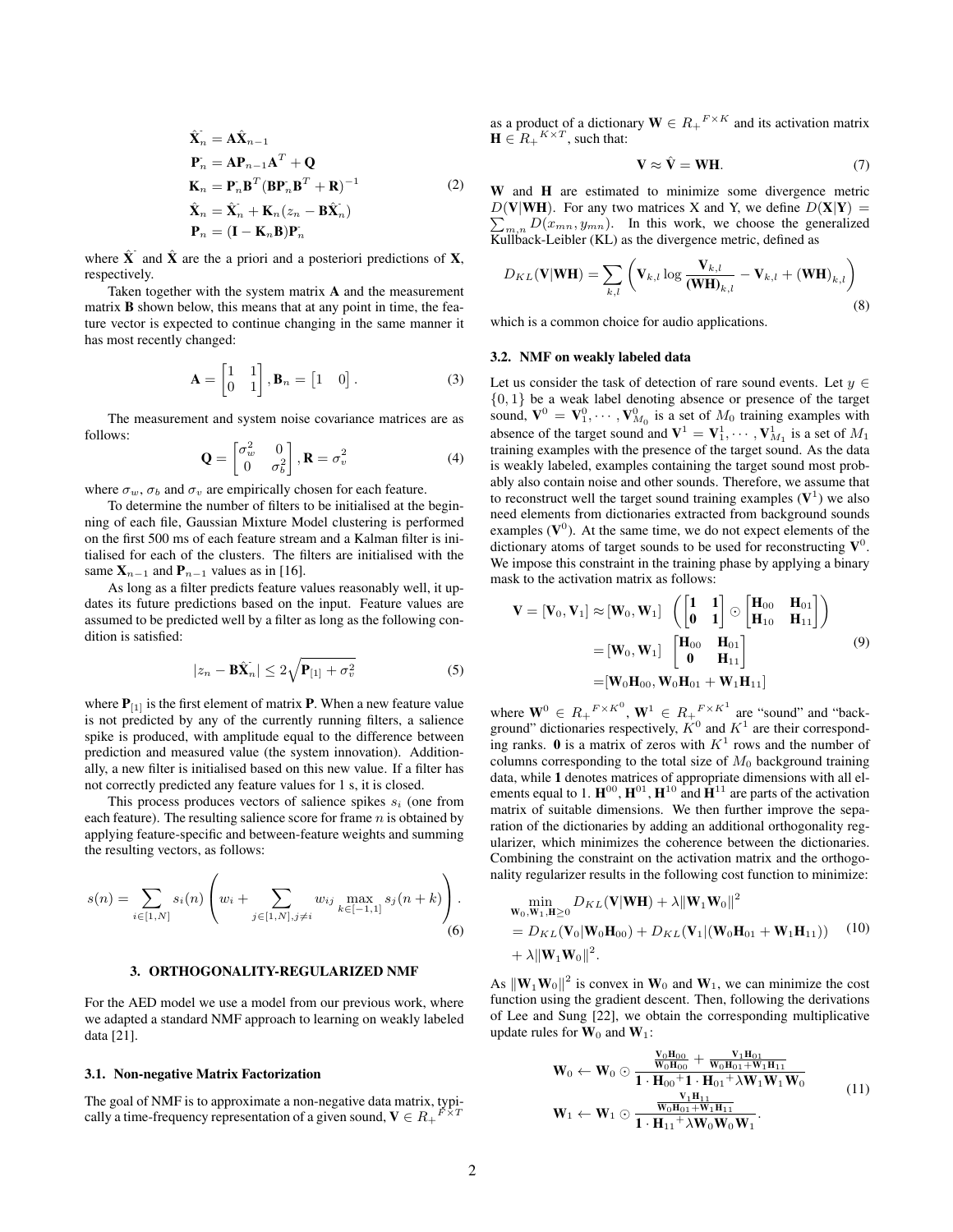$$
\begin{aligned}
\hat{\mathbf{X}}^{-}_{n} &= \mathbf{A}\hat{\mathbf{X}}_{n-1} \\
\mathbf{P}^{-}_{n} &= \mathbf{A}\mathbf{P}_{n-1}\mathbf{A}^{T} + \mathbf{Q} \\
\mathbf{K}_{n} &= \mathbf{P}^{-}_{n}\mathbf{B}^{T}(\mathbf{B}\mathbf{P}^{-}_{n}\mathbf{B}^{T} + \mathbf{R})^{-1} \\
\hat{\mathbf{X}}_{n} &= \hat{\mathbf{X}}^{-}_{n} + \mathbf{K}_{n}(z_{n} - \mathbf{B}\hat{\mathbf{X}}^{-}_{n}) \\
\mathbf{P}_{n} &= (\mathbf{I} - \mathbf{K}_{n}\mathbf{B})\mathbf{P}^{-}_{n}
\end{aligned}
\tag{2}
$$

where $\hat{\mathbf{X}}^{-}$ and $\hat{\mathbf{X}}$ are the a priori and a posteriori predictions of $\mathbf{X}$, respectively.

Taken together with the system matrix $\mathbf{A}$ and the measurement matrix $\mathbf{B}$ shown below, this means that at any point in time, the feature vector is expected to continue changing in the same manner it has most recently changed:

$$
\mathbf{A} = \begin{bmatrix} 1 & 1 \\ 0 & 1 \end{bmatrix}, \mathbf{B}_{n} = \begin{bmatrix} 1 & 0 \end{bmatrix}. \tag{3}
$$

The measurement and system noise covariance matrices are as follows:

$$
\mathbf{Q} = \begin{bmatrix} \sigma_{w}^{2} & 0 \\ 0 & \sigma_{b}^{2} \end{bmatrix}, \mathbf{R} = \sigma_{v}^{2} \tag{4}
$$

where $\sigma_w$, $\sigma_b$ and $\sigma_v$ are empirically chosen for each feature.

To determine the number of filters to be initialised at the beginning of each file, Gaussian Mixture Model clustering is performed on the first 500 ms of each feature stream and a Kalman filter is initialised for each of the clusters. The filters are initialised with the same $\mathbf{X}_{n-1}$ and $\mathbf{P}_{n-1}$ values as in [16].

As long as a filter predicts feature values reasonably well, it updates its future predictions based on the input. Feature values are assumed to be predicted well by a filter as long as the following condition is satisfied:

$$
|z_{n} - \mathbf{B}\hat{\mathbf{X}}^{-}_{n}| \leq 2\sqrt{\mathbf{P}_{[1]} + \sigma_{v}^{2}} \tag{5}
$$

where $\mathbf{P}_{[1]}$ is the first element of matrix $\mathbf{P}$. When a new feature value is not predicted by any of the currently running filters, a salience spike is produced, with amplitude equal to the difference between prediction and measured value (the system innovation). Additionally, a new filter is initialised based on this new value. If a filter has not correctly predicted any feature values for 1 s, it is closed.

This process produces vectors of salience spikes $s_i$ (one from each feature). The resulting salience score for frame $n$ is obtained by applying feature-specific and between-feature weights and summing the resulting vectors, as follows:

$$
s(n) = \sum_{i\in[1,N]} s_{i}(n)\left(w_{i} + \sum_{j\in[1,N],j\neq i} w_{ij} \max_{k\in[-1,1]} s_{j}(n+k)\right). \tag{6}
$$

## 3. ORTHOGONALITY-REGULARIZED NMF

For the AED model we use a model from our previous work, where we adapted a standard NMF approach to learning on weakly labeled data [21].

### 3.1. Non-negative Matrix Factorization

The goal of NMF is to approximate a non-negative data matrix, typically a time-frequency representation of a given sound, $\mathbf{V} \in {R_{+}}^{F\times T}$ as a product of a dictionary $\mathbf{W} \in {R_{+}}^{F\times K}$ and its activation matrix $\mathbf{H} \in {R_{+}}^{K\times T}$, such that:

$$
\mathbf{V} \approx \hat{\mathbf{V}} = \mathbf{W}\mathbf{H}. \tag{7}
$$

$\mathbf{W}$ and $\mathbf{H}$ are estimated to minimize some divergence metric $D(\mathbf{V}|\mathbf{W}\mathbf{H})$. For any two matrices X and Y, we define $D(\mathbf{X}|\mathbf{Y}) = \sum_{m,n} D(x_{mn}, y_{mn})$. In this work, we choose the generalized Kullback-Leibler (KL) as the divergence metric, defined as

$$
D_{KL}(\mathbf{V}|\mathbf{W}\mathbf{H}) = \sum_{k,l}\left(\mathbf{V}_{k,l}\log\frac{\mathbf{V}_{k,l}}{(\mathbf{W}\mathbf{H})_{k,l}} - \mathbf{V}_{k,l} + (\mathbf{W}\mathbf{H})_{k,l}\right) \tag{8}
$$

which is a common choice for audio applications.

### 3.2. NMF on weakly labeled data

Let us consider the task of detection of rare sound events. Let $y \in \{0, 1\}$ be a weak label denoting absence or presence of the target sound, $\mathbf{V}^{0} = \mathbf{V}_{1}^{0}, \cdots, \mathbf{V}_{M_0}^{0}$ is a set of $M_0$ training examples with absence of the target sound and $\mathbf{V}^{1} = \mathbf{V}_{1}^{1}, \cdots, \mathbf{V}_{M_1}^{1}$ is a set of $M_1$ training examples with the presence of the target sound. As the data is weakly labeled, examples containing the target sound most probably also contain noise and other sounds. Therefore, we assume that to reconstruct well the target sound training examples ($\mathbf{V}^{1}$) we also need elements from dictionaries extracted from background sounds examples ($\mathbf{V}^{0}$). At the same time, we do not expect elements of the dictionary atoms of target sounds to be used for reconstructing $\mathbf{V}^{0}$. We impose this constraint in the training phase by applying a binary mask to the activation matrix as follows:

$$
\begin{aligned}
\mathbf{V} = [\mathbf{V}_0, \mathbf{V}_1] &\approx [\mathbf{W}_0, \mathbf{W}_1] \left(\begin{bmatrix} \mathbf{1} & \mathbf{1} \\ \mathbf{0} & \mathbf{1} \end{bmatrix} \odot \begin{bmatrix} \mathbf{H}_{00} & \mathbf{H}_{01} \\ \mathbf{H}_{10} & \mathbf{H}_{11} \end{bmatrix}\right) \\
&= [\mathbf{W}_0, \mathbf{W}_1] \begin{bmatrix} \mathbf{H}_{00} & \mathbf{H}_{01} \\ \mathbf{0} & \mathbf{H}_{11} \end{bmatrix} \\
&= [\mathbf{W}_0\mathbf{H}_{00}, \mathbf{W}_0\mathbf{H}_{01} + \mathbf{W}_1\mathbf{H}_{11}]
\end{aligned}
\tag{9}
$$

where $\mathbf{W}^{0} \in {R_{+}}^{F\times K^{0}}$, $\mathbf{W}^{1} \in {R_{+}}^{F\times K^{1}}$ are "sound" and "background" dictionaries respectively, $K^{0}$ and $K^{1}$ are their corresponding ranks. $\mathbf{0}$ is a matrix of zeros with $K^{1}$ rows and the number of columns corresponding to the total size of $M_0$ background training data, while $\mathbf{1}$ denotes matrices of appropriate dimensions with all elements equal to 1. $\mathbf{H}^{00}$, $\mathbf{H}^{01}$, $\mathbf{H}^{10}$ and $\mathbf{H}^{11}$ are parts of the activation matrix of suitable dimensions. We then further improve the separation of the dictionaries by adding an additional orthogonality regularizer, which minimizes the coherence between the dictionaries. Combining the constraint on the activation matrix and the orthogonality regularizer results in the following cost function to minimize:

$$
\begin{aligned}
&\min_{\mathbf{W}_0,\mathbf{W}_1,\mathbf{H}\geq 0} D_{KL}(\mathbf{V}|\mathbf{W}\mathbf{H}) + \lambda\|\mathbf{W}_1\mathbf{W}_0\|^{2} \\
&= D_{KL}(\mathbf{V}_0|\mathbf{W}_0\mathbf{H}_{00}) + D_{KL}(\mathbf{V}_1|(\mathbf{W}_0\mathbf{H}_{01} + \mathbf{W}_1\mathbf{H}_{11})) \\
&\quad + \lambda\|\mathbf{W}_1\mathbf{W}_0\|^{2}.
\end{aligned}
\tag{10}
$$

As $\|\mathbf{W}_1\mathbf{W}_0\|^{2}$ is convex in $\mathbf{W}_0$ and $\mathbf{W}_1$, we can minimize the cost function using the gradient descent. Then, following the derivations of Lee and Sung [22], we obtain the corresponding multiplicative update rules for $\mathbf{W}_0$ and $\mathbf{W}_1$:

$$
\begin{aligned}
\mathbf{W}_0 &\leftarrow \mathbf{W}_0 \odot \frac{\frac{\mathbf{V}_0\mathbf{H}_{00}}{\mathbf{W}_0\mathbf{H}_{00}} + \frac{\mathbf{V}_1\mathbf{H}_{01}}{\mathbf{W}_0\mathbf{H}_{01}+\mathbf{W}_1\mathbf{H}_{11}}}{\mathbf{1}\cdot\mathbf{H}_{00} + \mathbf{1}\cdot\mathbf{H}_{01} + \lambda\mathbf{W}_1\mathbf{W}_1\mathbf{W}_0} \\
\mathbf{W}_1 &\leftarrow \mathbf{W}_1 \odot \frac{\frac{\mathbf{V}_1\mathbf{H}_{11}}{\mathbf{W}_0\mathbf{H}_{01}+\mathbf{W}_1\mathbf{H}_{11}}}{\mathbf{1}\cdot\mathbf{H}_{11} + \lambda\mathbf{W}_0\mathbf{W}_0\mathbf{W}_1}.
\end{aligned}
\tag{11}
$$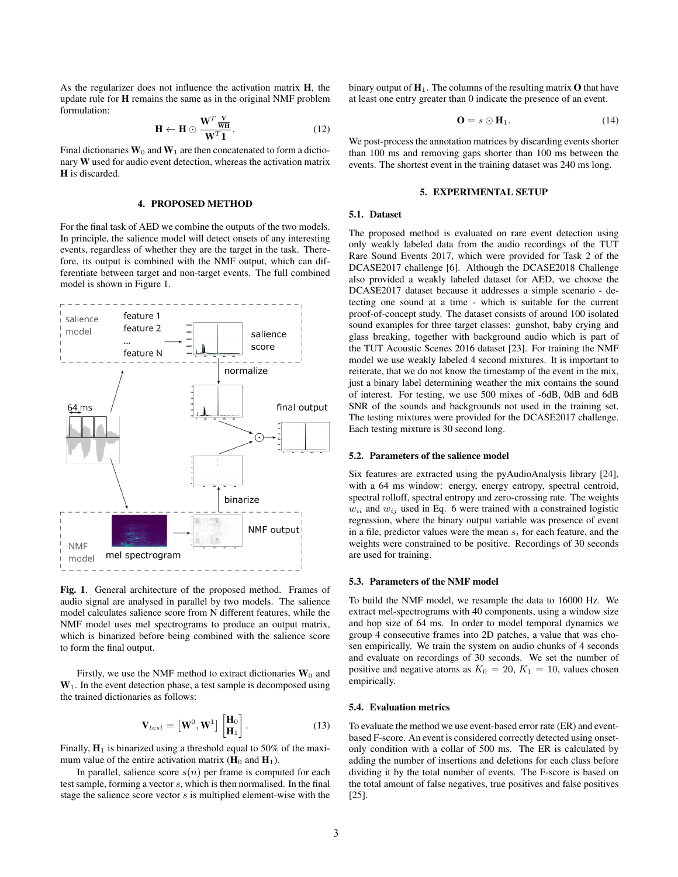As the regularizer does not influence the activation matrix $\mathbf{H}$, the update rule for $\mathbf{H}$ remains the same as in the original NMF problem formulation:

$$\mathbf{H} \leftarrow \mathbf{H} \odot \frac{\mathbf{W}^T \frac{\mathbf{V}}{\mathbf{WH}}}{\mathbf{W}^T \mathbf{1}}. \tag{12}$$

Final dictionaries $\mathbf{W}_0$ and $\mathbf{W}_1$ are then concatenated to form a dictionary $\mathbf{W}$ used for audio event detection, whereas the activation matrix $\mathbf{H}$ is discarded.

## 4. PROPOSED METHOD

For the final task of AED we combine the outputs of the two models. In principle, the salience model will detect onsets of any interesting events, regardless of whether they are the target in the task. Therefore, its output is combined with the NMF output, which can differentiate between target and non-target events. The full combined model is shown in Figure 1.

**Fig. 1**. General architecture of the proposed method. Frames of audio signal are analysed in parallel by two models. The salience model calculates salience score from N different features, while the NMF model uses mel spectrograms to produce an output matrix, which is binarized before being combined with the salience score to form the final output.

Firstly, we use the NMF method to extract dictionaries $\mathbf{W}_0$ and $\mathbf{W}_1$. In the event detection phase, a test sample is decomposed using the trained dictionaries as follows:

$$\mathbf{V}_{test} = \left[\mathbf{W}^0, \mathbf{W}^1\right] \begin{bmatrix} \mathbf{H}_0 \\ \mathbf{H}_1 \end{bmatrix}. \tag{13}$$

Finally, $\mathbf{H}_1$ is binarized using a threshold equal to 50% of the maximum value of the entire activation matrix ($\mathbf{H}_0$ and $\mathbf{H}_1$).

In parallel, salience score $s(n)$ per frame is computed for each test sample, forming a vector $s$, which is then normalised. In the final stage the salience score vector $s$ is multiplied element-wise with the binary output of $\mathbf{H}_1$. The columns of the resulting matrix $\mathbf{O}$ that have at least one entry greater than 0 indicate the presence of an event.

$$\mathbf{O} = s \odot \mathbf{H}_1. \tag{14}$$

We post-process the annotation matrices by discarding events shorter than 100 ms and removing gaps shorter than 100 ms between the events. The shortest event in the training dataset was 240 ms long.

## 5. EXPERIMENTAL SETUP

### 5.1. Dataset

The proposed method is evaluated on rare event detection using only weakly labeled data from the audio recordings of the TUT Rare Sound Events 2017, which were provided for Task 2 of the DCASE2017 challenge [6]. Although the DCASE2018 Challenge also provided a weakly labeled dataset for AED, we choose the DCASE2017 dataset because it addresses a simple scenario - detecting one sound at a time - which is suitable for the current proof-of-concept study. The dataset consists of around 100 isolated sound examples for three target classes: gunshot, baby crying and glass breaking, together with background audio which is part of the TUT Acoustic Scenes 2016 dataset [23]. For training the NMF model we use weakly labeled 4 second mixtures. It is important to reiterate, that we do not know the timestamp of the event in the mix, just a binary label determining weather the mix contains the sound of interest. For testing, we use 500 mixes of -6dB, 0dB and 6dB SNR of the sounds and backgrounds not used in the training set. The testing mixtures were provided for the DCASE2017 challenge. Each testing mixture is 30 second long.

### 5.2. Parameters of the salience model

Six features are extracted using the pyAudioAnalysis library [24], with a 64 ms window: energy, energy entropy, spectral centroid, spectral rolloff, spectral entropy and zero-crossing rate. The weights $w_{ii}$ and $w_{ij}$ used in Eq. 6 were trained with a constrained logistic regression, where the binary output variable was presence of event in a file, predictor values were the mean $s_i$ for each feature, and the weights were constrained to be positive. Recordings of 30 seconds are used for training.

### 5.3. Parameters of the NMF model

To build the NMF model, we resample the data to 16000 Hz. We extract mel-spectrograms with 40 components, using a window size and hop size of 64 ms. In order to model temporal dynamics we group 4 consecutive frames into 2D patches, a value that was chosen empirically. We train the system on audio chunks of 4 seconds and evaluate on recordings of 30 seconds. We set the number of positive and negative atoms as $K_0 = 20$, $K_1 = 10$, values chosen empirically.

### 5.4. Evaluation metrics

To evaluate the method we use event-based error rate (ER) and event-based F-score. An event is considered correctly detected using onset-only condition with a collar of 500 ms. The ER is calculated by adding the number of insertions and deletions for each class before dividing it by the total number of events. The F-score is based on the total amount of false negatives, true positives and false positives [25].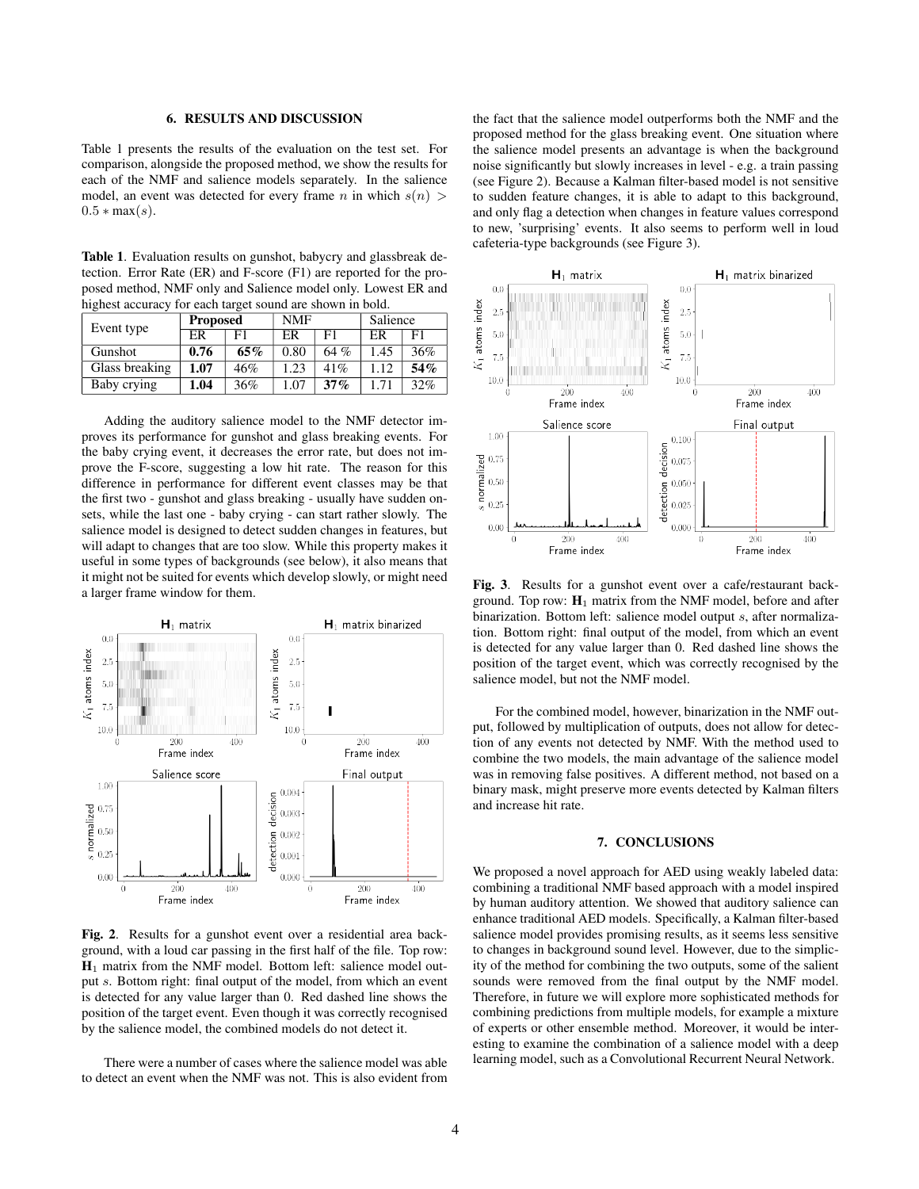## 6. RESULTS AND DISCUSSION

Table 1 presents the results of the evaluation on the test set. For comparison, alongside the proposed method, we show the results for each of the NMF and salience models separately. In the salience model, an event was detected for every frame $n$ in which $s(n) > 0.5 * \max(s)$.

**Table 1**. Evaluation results on gunshot, babycry and glassbreak detection. Error Rate (ER) and F-score (F1) are reported for the proposed method, NMF only and Salience model only. Lowest ER and highest accuracy for each target sound are shown in bold.

| Event type | Proposed | | NMF | | Salience | |
|---|---|---|---|---|---|---|
| | ER | F1 | ER | F1 | ER | F1 |
| Gunshot | **0.76** | **65%** | 0.80 | 64 % | 1.45 | 36% |
| Glass breaking | **1.07** | 46% | 1.23 | 41% | 1.12 | **54%** |
| Baby crying | **1.04** | 36% | 1.07 | **37%** | 1.71 | 32% |

Adding the auditory salience model to the NMF detector improves its performance for gunshot and glass breaking events. For the baby crying event, it decreases the error rate, but does not improve the F-score, suggesting a low hit rate. The reason for this difference in performance for different event classes may be that the first two - gunshot and glass breaking - usually have sudden onsets, while the last one - baby crying - can start rather slowly. The salience model is designed to detect sudden changes in features, but will adapt to changes that are too slow. While this property makes it useful in some types of backgrounds (see below), it also means that it might not be suited for events which develop slowly, or might need a larger frame window for them.

**Fig. 2**. Results for a gunshot event over a residential area background, with a loud car passing in the first half of the file. Top row: $\mathbf{H}_1$ matrix from the NMF model. Bottom left: salience model output $s$. Bottom right: final output of the model, from which an event is detected for any value larger than 0. Red dashed line shows the position of the target event. Even though it was correctly recognised by the salience model, the combined models do not detect it.

There were a number of cases where the salience model was able to detect an event when the NMF was not. This is also evident from the fact that the salience model outperforms both the NMF and the proposed method for the glass breaking event. One situation where the salience model presents an advantage is when the background noise significantly but slowly increases in level - e.g. a train passing (see Figure 2). Because a Kalman filter-based model is not sensitive to sudden feature changes, it is able to adapt to this background, and only flag a detection when changes in feature values correspond to new, 'surprising' events. It also seems to perform well in loud cafeteria-type backgrounds (see Figure 3).

**Fig. 3**. Results for a gunshot event over a cafe/restaurant background. Top row: $\mathbf{H}_1$ matrix from the NMF model, before and after binarization. Bottom left: salience model output $s$, after normalization. Bottom right: final output of the model, from which an event is detected for any value larger than 0. Red dashed line shows the position of the target event, which was correctly recognised by the salience model, but not the NMF model.

For the combined model, however, binarization in the NMF output, followed by multiplication of outputs, does not allow for detection of any events not detected by NMF. With the method used to combine the two models, the main advantage of the salience model was in removing false positives. A different method, not based on a binary mask, might preserve more events detected by Kalman filters and increase hit rate.

## 7. CONCLUSIONS

We proposed a novel approach for AED using weakly labeled data: combining a traditional NMF based approach with a model inspired by human auditory attention. We showed that auditory salience can enhance traditional AED models. Specifically, a Kalman filter-based salience model provides promising results, as it seems less sensitive to changes in background sound level. However, due to the simplicity of the method for combining the two outputs, some of the salient sounds were removed from the final output by the NMF model. Therefore, in future we will explore more sophisticated methods for combining predictions from multiple models, for example a mixture of experts or other ensemble method. Moreover, it would be interesting to examine the combination of a salience model with a deep learning model, such as a Convolutional Recurrent Neural Network.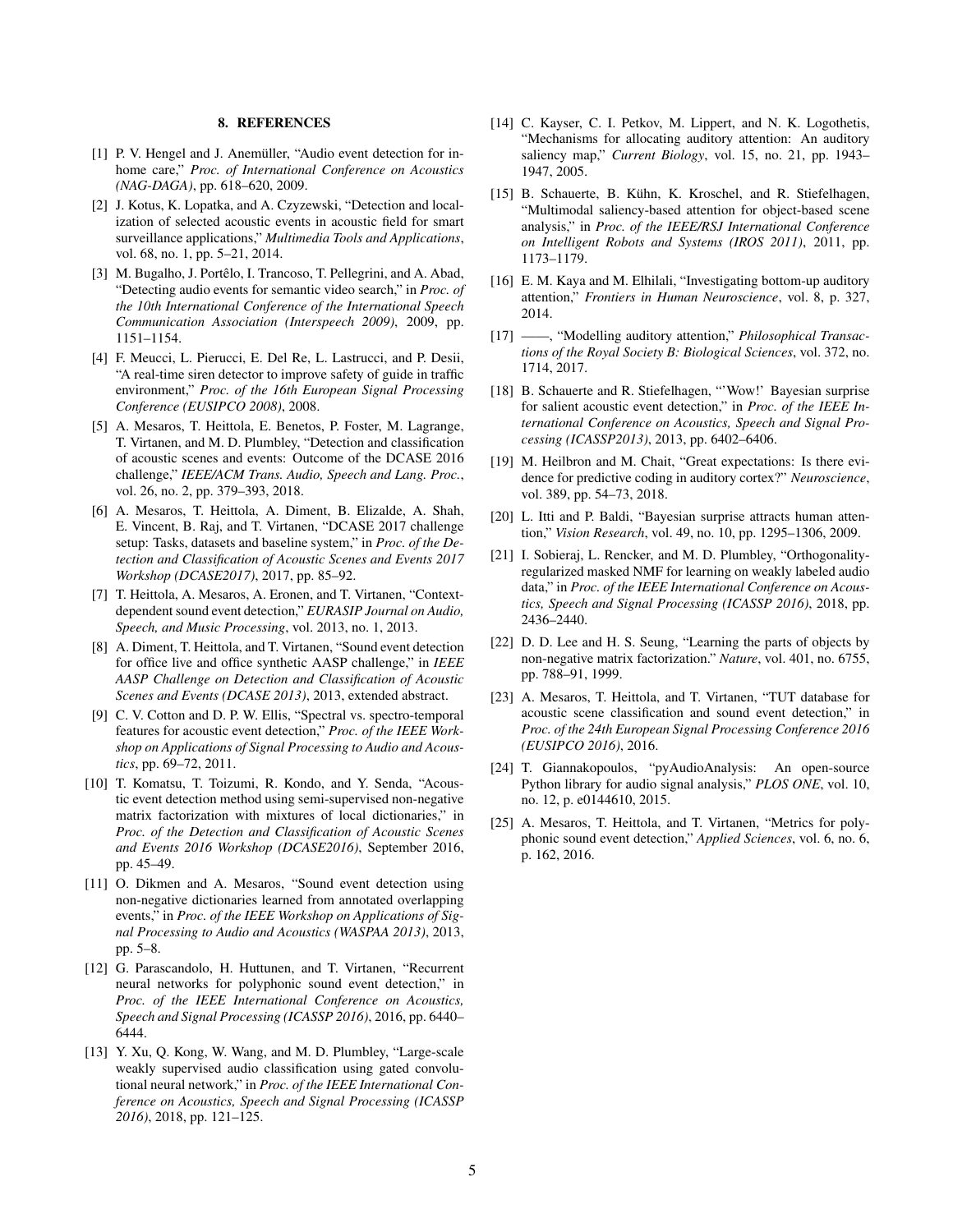## 8. REFERENCES

[1] P. V. Hengel and J. Anemüller, "Audio event detection for in-home care," *Proc. of International Conference on Acoustics (NAG-DAGA)*, pp. 618–620, 2009.

[2] J. Kotus, K. Lopatka, and A. Czyzewski, "Detection and localization of selected acoustic events in acoustic field for smart surveillance applications," *Multimedia Tools and Applications*, vol. 68, no. 1, pp. 5–21, 2014.

[3] M. Bugalho, J. Portêlo, I. Trancoso, T. Pellegrini, and A. Abad, "Detecting audio events for semantic video search," in *Proc. of the 10th International Conference of the International Speech Communication Association (Interspeech 2009)*, 2009, pp. 1151–1154.

[4] F. Meucci, L. Pierucci, E. Del Re, L. Lastrucci, and P. Desii, "A real-time siren detector to improve safety of guide in traffic environment," *Proc. of the 16th European Signal Processing Conference (EUSIPCO 2008)*, 2008.

[5] A. Mesaros, T. Heittola, E. Benetos, P. Foster, M. Lagrange, T. Virtanen, and M. D. Plumbley, "Detection and classification of acoustic scenes and events: Outcome of the DCASE 2016 challenge," *IEEE/ACM Trans. Audio, Speech and Lang. Proc.*, vol. 26, no. 2, pp. 379–393, 2018.

[6] A. Mesaros, T. Heittola, A. Diment, B. Elizalde, A. Shah, E. Vincent, B. Raj, and T. Virtanen, "DCASE 2017 challenge setup: Tasks, datasets and baseline system," in *Proc. of the Detection and Classification of Acoustic Scenes and Events 2017 Workshop (DCASE2017)*, 2017, pp. 85–92.

[7] T. Heittola, A. Mesaros, A. Eronen, and T. Virtanen, "Context-dependent sound event detection," *EURASIP Journal on Audio, Speech, and Music Processing*, vol. 2013, no. 1, 2013.

[8] A. Diment, T. Heittola, and T. Virtanen, "Sound event detection for office live and office synthetic AASP challenge," in *IEEE AASP Challenge on Detection and Classification of Acoustic Scenes and Events (DCASE 2013)*, 2013, extended abstract.

[9] C. V. Cotton and D. P. W. Ellis, "Spectral vs. spectro-temporal features for acoustic event detection," *Proc. of the IEEE Workshop on Applications of Signal Processing to Audio and Acoustics*, pp. 69–72, 2011.

[10] T. Komatsu, T. Toizumi, R. Kondo, and Y. Senda, "Acoustic event detection method using semi-supervised non-negative matrix factorization with mixtures of local dictionaries," in *Proc. of the Detection and Classification of Acoustic Scenes and Events 2016 Workshop (DCASE2016)*, September 2016, pp. 45–49.

[11] O. Dikmen and A. Mesaros, "Sound event detection using non-negative dictionaries learned from annotated overlapping events," in *Proc. of the IEEE Workshop on Applications of Signal Processing to Audio and Acoustics (WASPAA 2013)*, 2013, pp. 5–8.

[12] G. Parascandolo, H. Huttunen, and T. Virtanen, "Recurrent neural networks for polyphonic sound event detection," in *Proc. of the IEEE International Conference on Acoustics, Speech and Signal Processing (ICASSP 2016)*, 2016, pp. 6440–6444.

[13] Y. Xu, Q. Kong, W. Wang, and M. D. Plumbley, "Large-scale weakly supervised audio classification using gated convolutional neural network," in *Proc. of the IEEE International Conference on Acoustics, Speech and Signal Processing (ICASSP 2016)*, 2018, pp. 121–125.

[14] C. Kayser, C. I. Petkov, M. Lippert, and N. K. Logothetis, "Mechanisms for allocating auditory attention: An auditory saliency map," *Current Biology*, vol. 15, no. 21, pp. 1943–1947, 2005.

[15] B. Schauerte, B. Kühn, K. Kroschel, and R. Stiefelhagen, "Multimodal saliency-based attention for object-based scene analysis," in *Proc. of the IEEE/RSJ International Conference on Intelligent Robots and Systems (IROS 2011)*, 2011, pp. 1173–1179.

[16] E. M. Kaya and M. Elhilali, "Investigating bottom-up auditory attention," *Frontiers in Human Neuroscience*, vol. 8, p. 327, 2014.

[17] ——, "Modelling auditory attention," *Philosophical Transactions of the Royal Society B: Biological Sciences*, vol. 372, no. 1714, 2017.

[18] B. Schauerte and R. Stiefelhagen, "'Wow!' Bayesian surprise for salient acoustic event detection," in *Proc. of the IEEE International Conference on Acoustics, Speech and Signal Processing (ICASSP2013)*, 2013, pp. 6402–6406.

[19] M. Heilbron and M. Chait, "Great expectations: Is there evidence for predictive coding in auditory cortex?" *Neuroscience*, vol. 389, pp. 54–73, 2018.

[20] L. Itti and P. Baldi, "Bayesian surprise attracts human attention," *Vision Research*, vol. 49, no. 10, pp. 1295–1306, 2009.

[21] I. Sobieraj, L. Rencker, and M. D. Plumbley, "Orthogonality-regularized masked NMF for learning on weakly labeled audio data," in *Proc. of the IEEE International Conference on Acoustics, Speech and Signal Processing (ICASSP 2016)*, 2018, pp. 2436–2440.

[22] D. D. Lee and H. S. Seung, "Learning the parts of objects by non-negative matrix factorization." *Nature*, vol. 401, no. 6755, pp. 788–91, 1999.

[23] A. Mesaros, T. Heittola, and T. Virtanen, "TUT database for acoustic scene classification and sound event detection," in *Proc. of the 24th European Signal Processing Conference 2016 (EUSIPCO 2016)*, 2016.

[24] T. Giannakopoulos, "pyAudioAnalysis: An open-source Python library for audio signal analysis," *PLOS ONE*, vol. 10, no. 12, p. e0144610, 2015.

[25] A. Mesaros, T. Heittola, and T. Virtanen, "Metrics for polyphonic sound event detection," *Applied Sciences*, vol. 6, no. 6, p. 162, 2016.